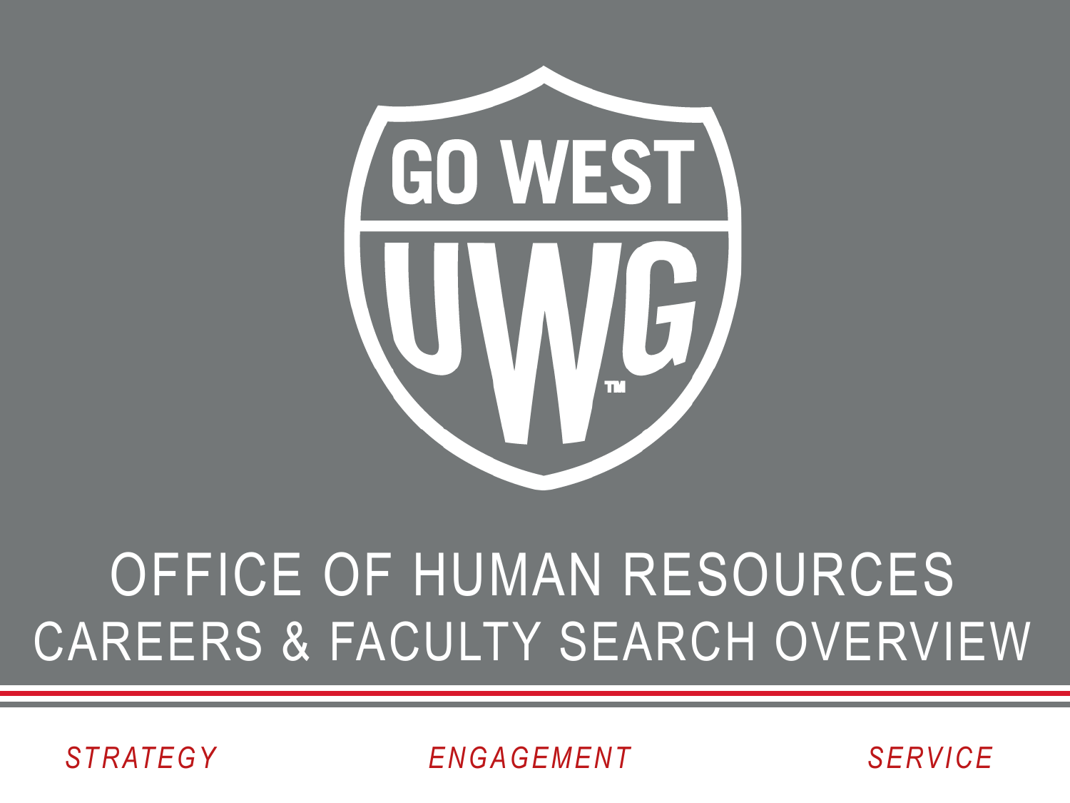GO WEST

UWG™

# OFFICE OF HUMAN RESOURCES

## CAREERS & FACULTY SEARCH OVERVIEW

*STRATEGY* *ENGAGEMENT* *SERVICE*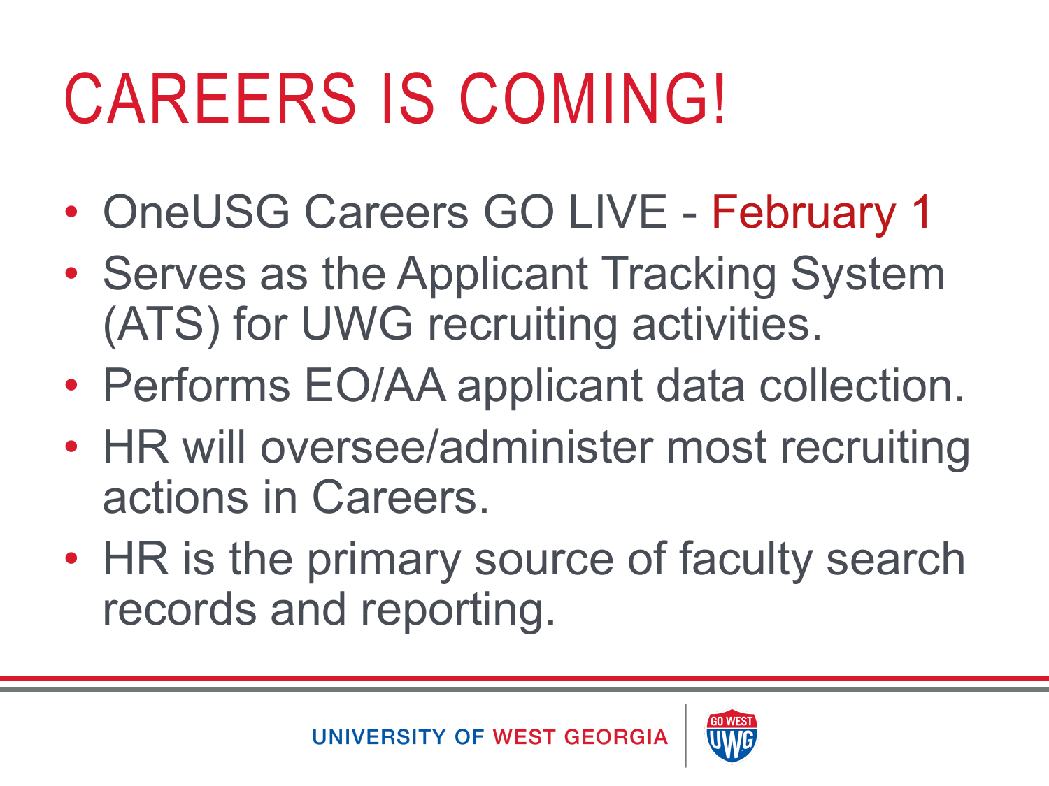# CAREERS IS COMING!

- OneUSG Careers GO LIVE - February 1
- Serves as the Applicant Tracking System (ATS) for UWG recruiting activities.
- Performs EO/AA applicant data collection.
- HR will oversee/administer most recruiting actions in Careers.
- HR is the primary source of faculty search records and reporting.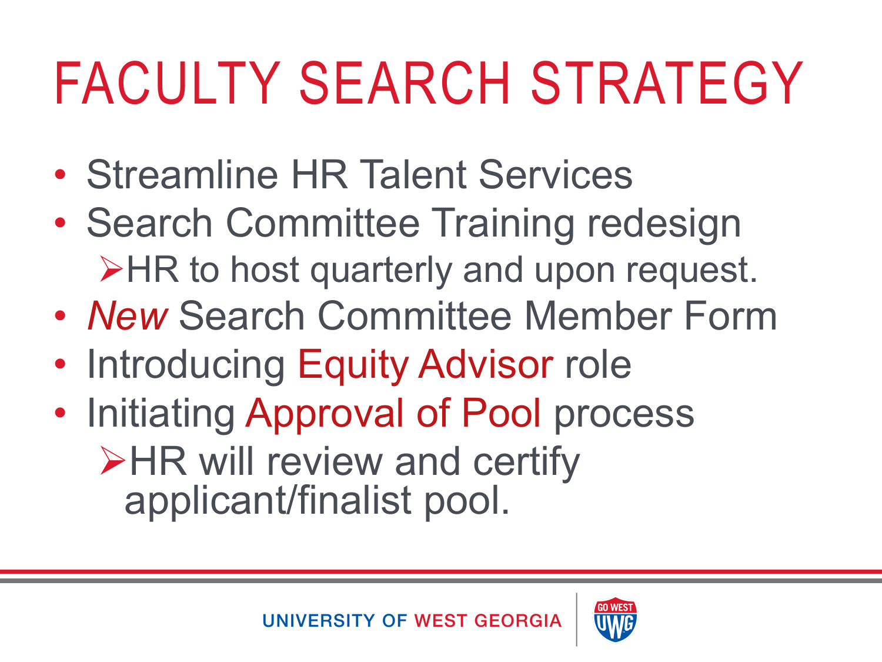# FACULTY SEARCH STRATEGY

- Streamline HR Talent Services
- Search Committee Training redesign
  - HR to host quarterly and upon request.
- *New* Search Committee Member Form
- Introducing Equity Advisor role
- Initiating Approval of Pool process
  - HR will review and certify applicant/finalist pool.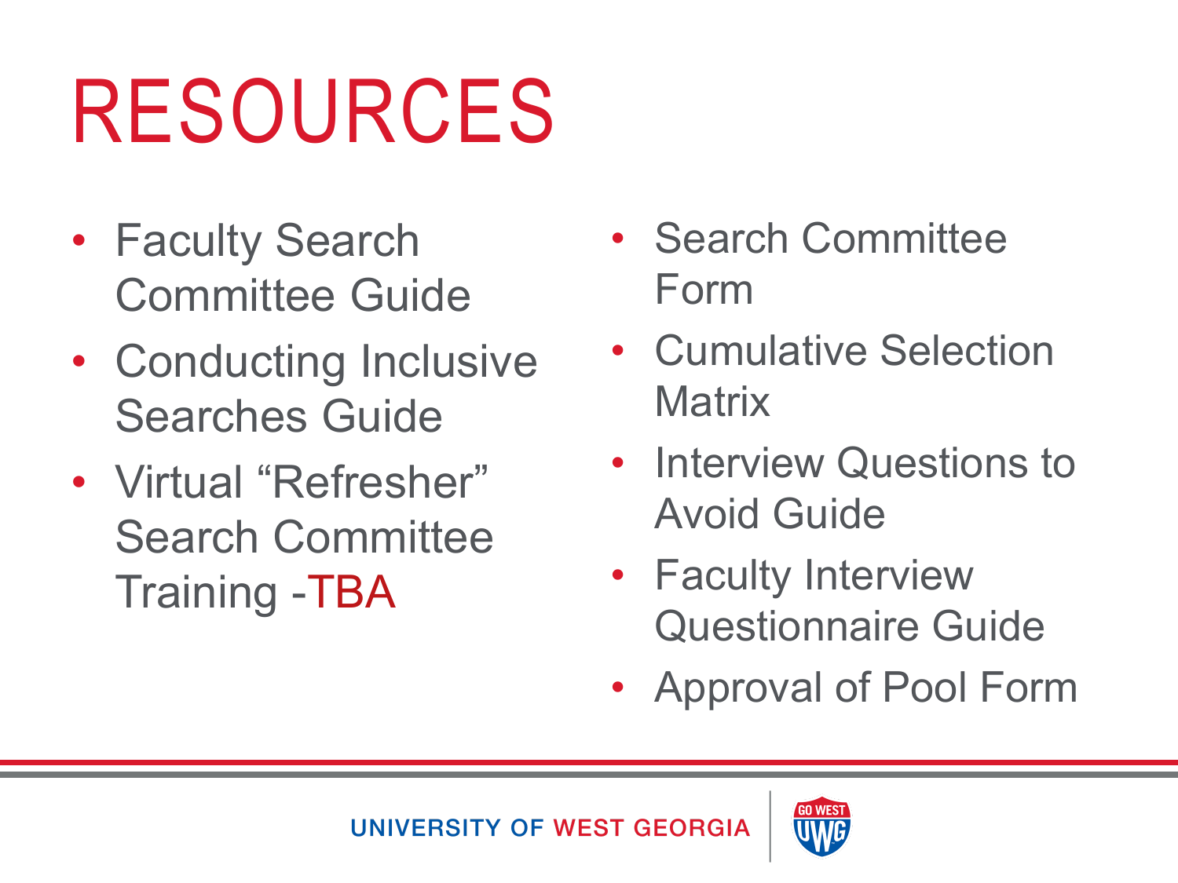# RESOURCES

- Faculty Search Committee Guide
- Conducting Inclusive Searches Guide
- Virtual "Refresher" Search Committee Training -TBA
- Search Committee Form
- Cumulative Selection Matrix
- Interview Questions to Avoid Guide
- Faculty Interview Questionnaire Guide
- Approval of Pool Form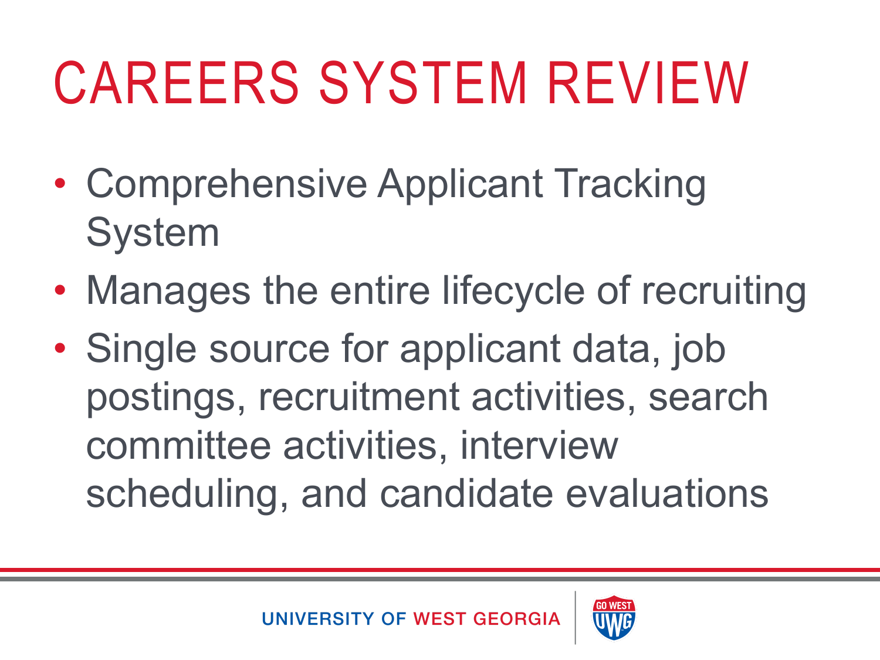# CAREERS SYSTEM REVIEW

- Comprehensive Applicant Tracking System
- Manages the entire lifecycle of recruiting
- Single source for applicant data, job postings, recruitment activities, search committee activities, interview scheduling, and candidate evaluations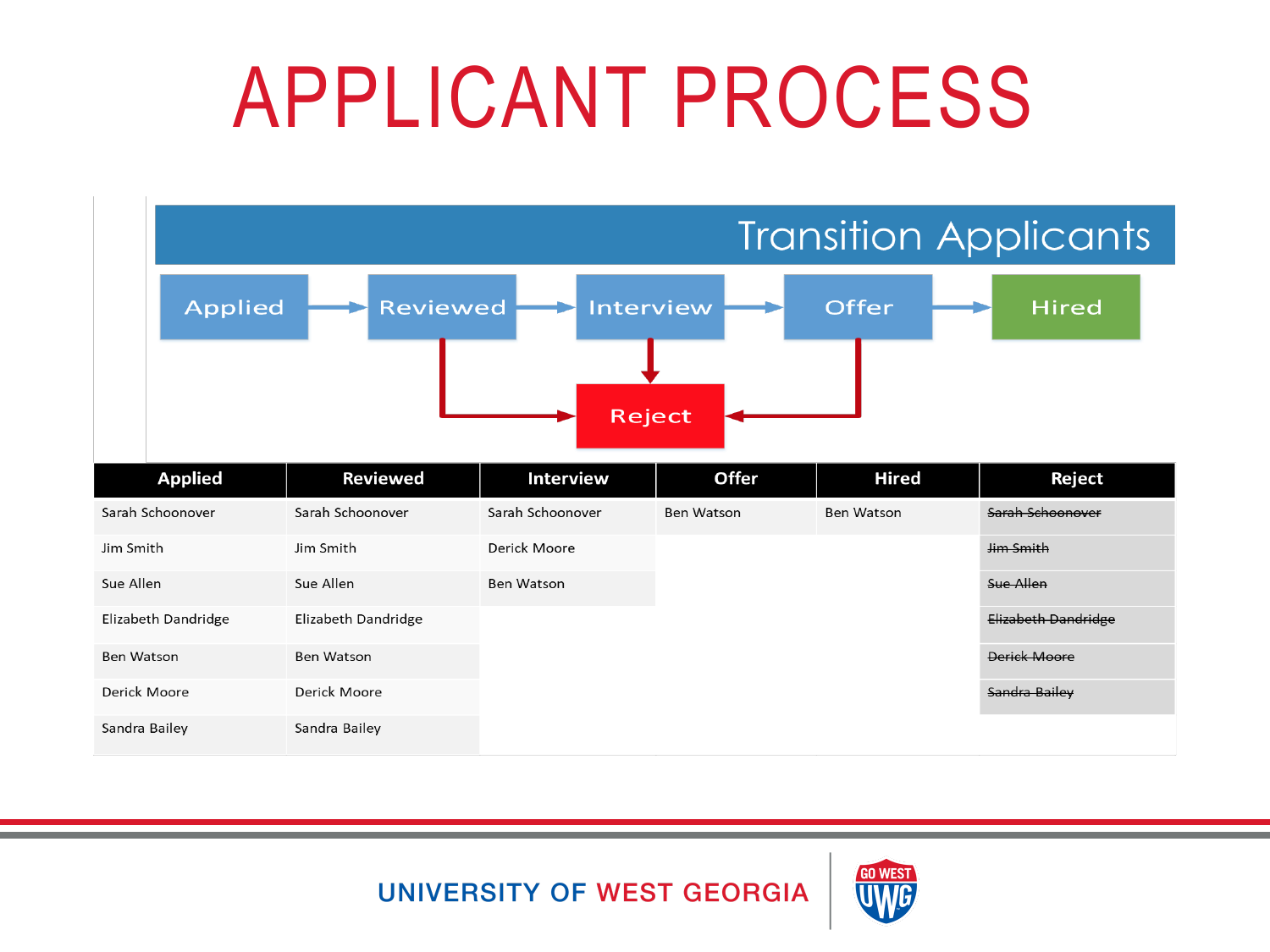# APPLICANT PROCESS

Transition Applicants

Applied → Reviewed → Interview → Offer → Hired

Reviewed → Reject; Interview → Reject; Offer → Reject

| Applied | Reviewed | Interview | Offer | Hired | Reject |
|---|---|---|---|---|---|
| Sarah Schoonover | Sarah Schoonover | Sarah Schoonover | Ben Watson | Ben Watson | ~~Sarah Schoonover~~ |
| Jim Smith | Jim Smith | Derick Moore | | | ~~Jim Smith~~ |
| Sue Allen | Sue Allen | Ben Watson | | | ~~Sue Allen~~ |
| Elizabeth Dandridge | Elizabeth Dandridge | | | | ~~Elizabeth Dandridge~~ |
| Ben Watson | Ben Watson | | | | ~~Derick Moore~~ |
| Derick Moore | Derick Moore | | | | ~~Sandra Bailey~~ |
| Sandra Bailey | Sandra Bailey | | | | |

UNIVERSITY OF WEST GEORGIA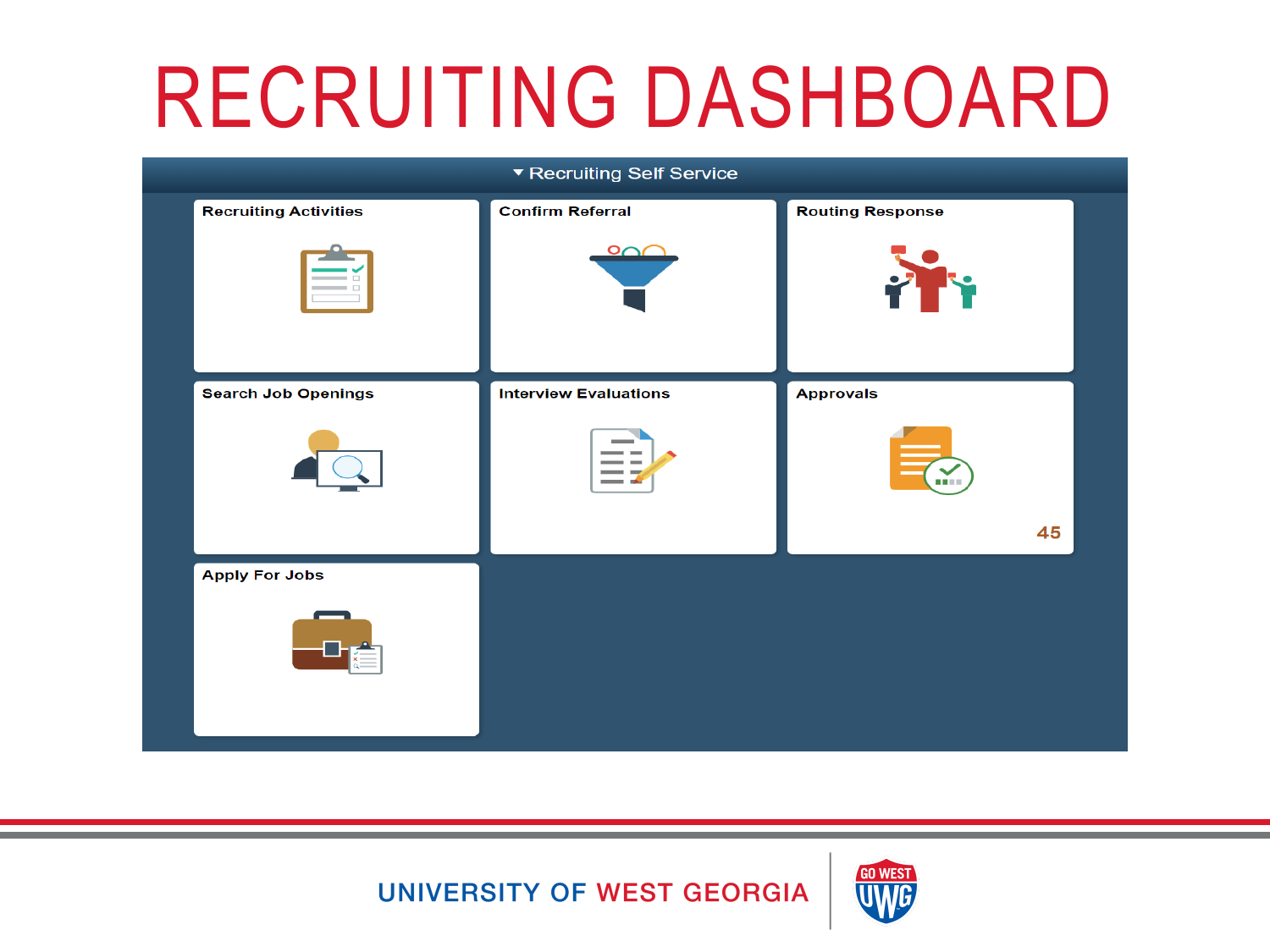# RECRUITING DASHBOARD

▾ Recruiting Self Service

- Recruiting Activities
- Confirm Referral
- Routing Response
- Search Job Openings
- Interview Evaluations
- Approvals 45
- Apply For Jobs

UNIVERSITY OF WEST GEORGIA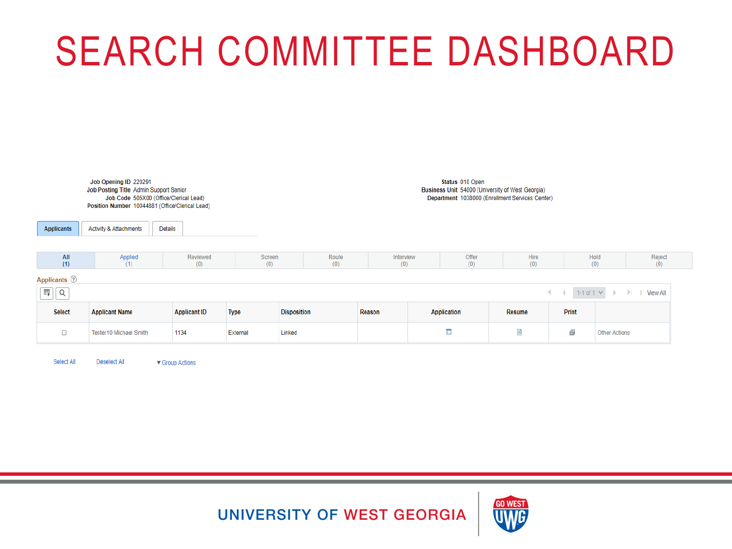# SEARCH COMMITTEE DASHBOARD

**Job Opening ID** 220291
**Job Posting Title** Admin Support Senior
**Job Code** 505X00 (Office/Clerical Lead)
**Position Number** 10044881 (Office/Clerical Lead)

**Status** 010 Open
**Business Unit** 54000 (University of West Georgia)
**Department** 1038000 (Enrollment Services Center)

Applicants | Activity & Attachments | Details

| All | Applied | Reviewed | Screen | Route | Interview | Offer | Hire | Hold | Reject |
|---|---|---|---|---|---|---|---|---|---|
| (1) | (1) | (0) | (0) | (0) | (0) | (0) | (0) | (0) | (0) |

**Applicants**

1-1 of 1 | View All

| Select | Applicant Name | Applicant ID | Type | Disposition | Reason | Application | Resume | Print | |
|---|---|---|---|---|---|---|---|---|---|
| ☐ | Tester10 Michael Smith | 1134 | External | Linked | | | | | Other Actions |

Select All    Deselect All    ▼Group Actions

UNIVERSITY OF WEST GEORGIA | GO WEST UWG